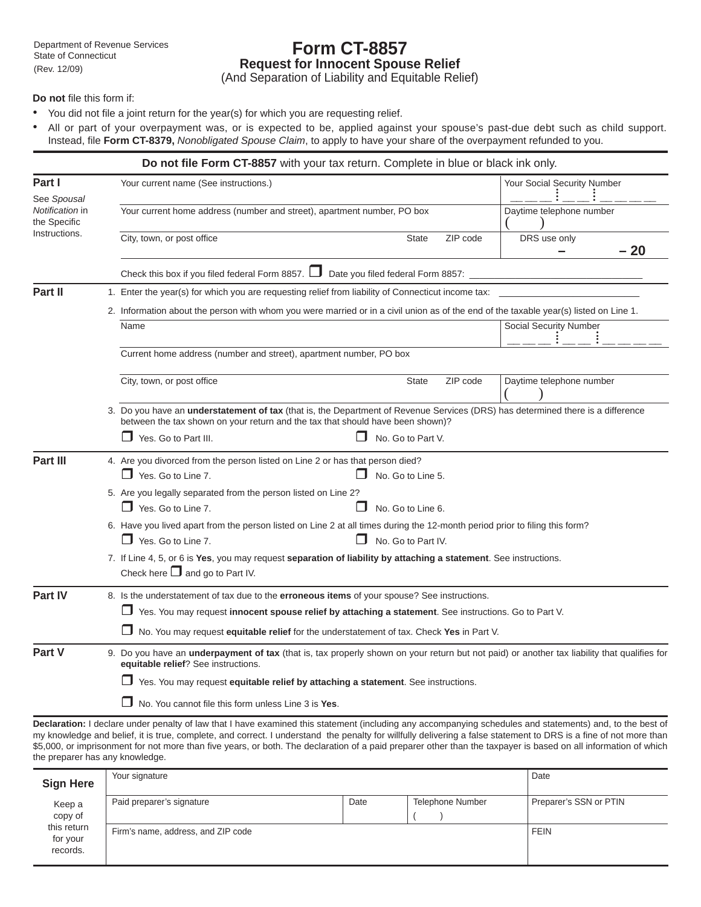Department of Revenue Services
State of Connecticut
(Rev. 12/09)

# Form CT-8857

## Request for Innocent Spouse Relief

(And Separation of Liability and Equitable Relief)

**Do not** file this form if:

- You did not file a joint return for the year(s) for which you are requesting relief.
- All or part of your overpayment was, or is expected to be, applied against your spouse's past-due debt such as child support. Instead, file **Form CT-8379,** *Nonobligated Spouse Claim*, to apply to have your share of the overpayment refunded to you.

**Do not file Form CT-8857** with your tax return. Complete in blue or black ink only.

### Part I

See *Spousal Notification* in the Specific Instructions.

| | | | |
|---|---|---|---|
| Your current name (See instructions.) | | | Your Social Security Number |
| Your current home address (number and street), apartment number, PO box | | | Daytime telephone number ( ) |
| City, town, or post office | State | ZIP code | DRS use only – – 20 |

Check this box if you filed federal Form 8857. ☐ Date you filed federal Form 8857: ____________

### Part II

1. Enter the year(s) for which you are requesting relief from liability of Connecticut income tax: ____________

2. Information about the person with whom you were married or in a civil union as of the end of the taxable year(s) listed on Line 1.

| | | | |
|---|---|---|---|
| Name | | | Social Security Number |
| Current home address (number and street), apartment number, PO box | | | |
| City, town, or post office | State | ZIP code | Daytime telephone number ( ) |

3. Do you have an **understatement of tax** (that is, the Department of Revenue Services (DRS) has determined there is a difference between the tax shown on your return and the tax that should have been shown)?
   ☐ Yes. Go to Part III. ☐ No. Go to Part V.

### Part III

4. Are you divorced from the person listed on Line 2 or has that person died?
   ☐ Yes. Go to Line 7. ☐ No. Go to Line 5.

5. Are you legally separated from the person listed on Line 2?
   ☐ Yes. Go to Line 7. ☐ No. Go to Line 6.

6. Have you lived apart from the person listed on Line 2 at all times during the 12-month period prior to filing this form?
   ☐ Yes. Go to Line 7. ☐ No. Go to Part IV.

7. If Line 4, 5, or 6 is **Yes**, you may request **separation of liability by attaching a statement**. See instructions.
   Check here ☐ and go to Part IV.

### Part IV

8. Is the understatement of tax due to the **erroneous items** of your spouse? See instructions.
   ☐ Yes. You may request **innocent spouse relief by attaching a statement**. See instructions. Go to Part V.
   ☐ No. You may request **equitable relief** for the understatement of tax. Check **Yes** in Part V.

### Part V

9. Do you have an **underpayment of tax** (that is, tax properly shown on your return but not paid) or another tax liability that qualifies for **equitable relief**? See instructions.
   ☐ Yes. You may request **equitable relief by attaching a statement**. See instructions.
   ☐ No. You cannot file this form unless Line 3 is **Yes**.

**Declaration:** I declare under penalty of law that I have examined this statement (including any accompanying schedules and statements) and, to the best of my knowledge and belief, it is true, complete, and correct. I understand the penalty for willfully delivering a false statement to DRS is a fine of not more than $5,000, or imprisonment for not more than five years, or both. The declaration of a paid preparer other than the taxpayer is based on all information of which the preparer has any knowledge.

| **Sign Here** | | | | |
|---|---|---|---|---|
| | Your signature | | | Date |
| Keep a copy of this return for your records. | Paid preparer's signature | Date | Telephone Number ( ) | Preparer's SSN or PTIN |
| | Firm's name, address, and ZIP code | | | FEIN |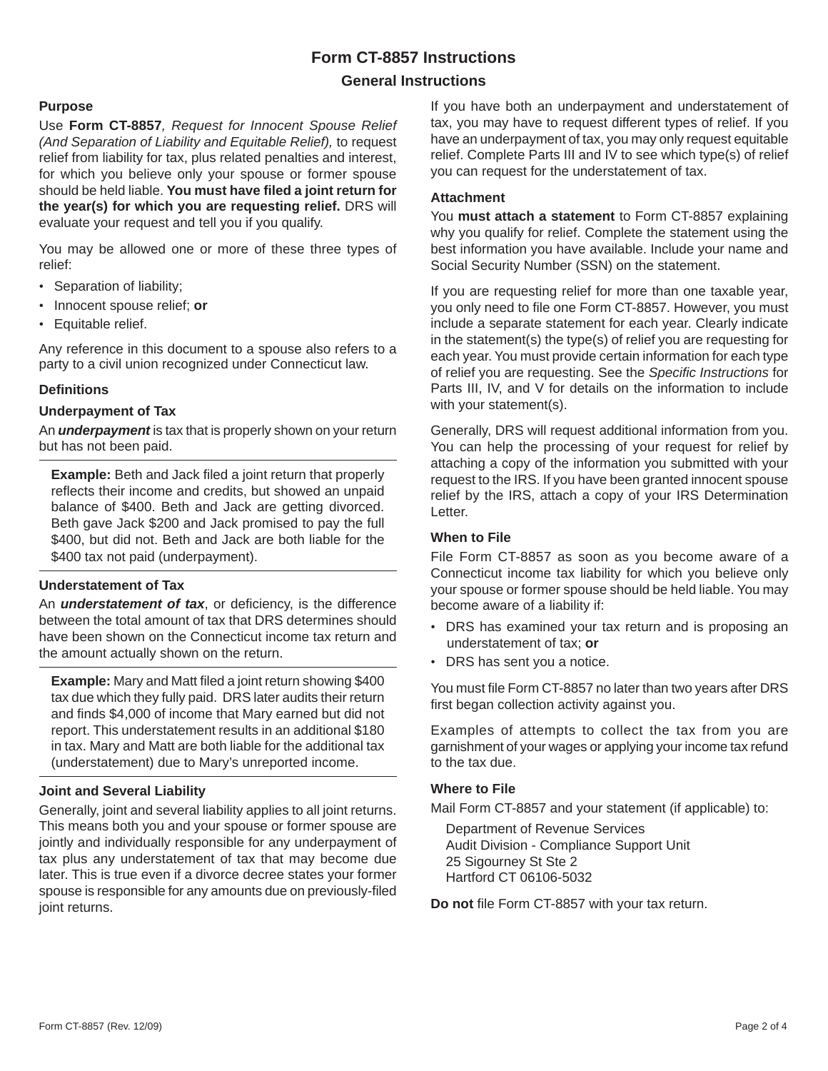# Form CT-8857 Instructions

## General Instructions

### Purpose

Use **Form CT-8857**, *Request for Innocent Spouse Relief (And Separation of Liability and Equitable Relief),* to request relief from liability for tax, plus related penalties and interest, for which you believe only your spouse or former spouse should be held liable. **You must have filed a joint return for the year(s) for which you are requesting relief.** DRS will evaluate your request and tell you if you qualify.

You may be allowed one or more of these three types of relief:

- Separation of liability;
- Innocent spouse relief; **or**
- Equitable relief.

Any reference in this document to a spouse also refers to a party to a civil union recognized under Connecticut law.

### Definitions

#### Underpayment of Tax

An ***underpayment*** is tax that is properly shown on your return but has not been paid.

**Example:** Beth and Jack filed a joint return that properly reflects their income and credits, but showed an unpaid balance of $400. Beth and Jack are getting divorced. Beth gave Jack $200 and Jack promised to pay the full $400, but did not. Beth and Jack are both liable for the $400 tax not paid (underpayment).

#### Understatement of Tax

An ***understatement of tax***, or deficiency, is the difference between the total amount of tax that DRS determines should have been shown on the Connecticut income tax return and the amount actually shown on the return.

**Example:** Mary and Matt filed a joint return showing $400 tax due which they fully paid. DRS later audits their return and finds $4,000 of income that Mary earned but did not report. This understatement results in an additional $180 in tax. Mary and Matt are both liable for the additional tax (understatement) due to Mary's unreported income.

#### Joint and Several Liability

Generally, joint and several liability applies to all joint returns. This means both you and your spouse or former spouse are jointly and individually responsible for any underpayment of tax plus any understatement of tax that may become due later. This is true even if a divorce decree states your former spouse is responsible for any amounts due on previously-filed joint returns.

If you have both an underpayment and understatement of tax, you may have to request different types of relief. If you have an underpayment of tax, you may only request equitable relief. Complete Parts III and IV to see which type(s) of relief you can request for the understatement of tax.

### Attachment

You **must attach a statement** to Form CT-8857 explaining why you qualify for relief. Complete the statement using the best information you have available. Include your name and Social Security Number (SSN) on the statement.

If you are requesting relief for more than one taxable year, you only need to file one Form CT-8857. However, you must include a separate statement for each year. Clearly indicate in the statement(s) the type(s) of relief you are requesting for each year. You must provide certain information for each type of relief you are requesting. See the *Specific Instructions* for Parts III, IV, and V for details on the information to include with your statement(s).

Generally, DRS will request additional information from you. You can help the processing of your request for relief by attaching a copy of the information you submitted with your request to the IRS. If you have been granted innocent spouse relief by the IRS, attach a copy of your IRS Determination Letter.

### When to File

File Form CT-8857 as soon as you become aware of a Connecticut income tax liability for which you believe only your spouse or former spouse should be held liable. You may become aware of a liability if:

- DRS has examined your tax return and is proposing an understatement of tax; **or**
- DRS has sent you a notice.

You must file Form CT-8857 no later than two years after DRS first began collection activity against you.

Examples of attempts to collect the tax from you are garnishment of your wages or applying your income tax refund to the tax due.

### Where to File

Mail Form CT-8857 and your statement (if applicable) to:

Department of Revenue Services
Audit Division - Compliance Support Unit
25 Sigourney St Ste 2
Hartford CT 06106-5032

**Do not** file Form CT-8857 with your tax return.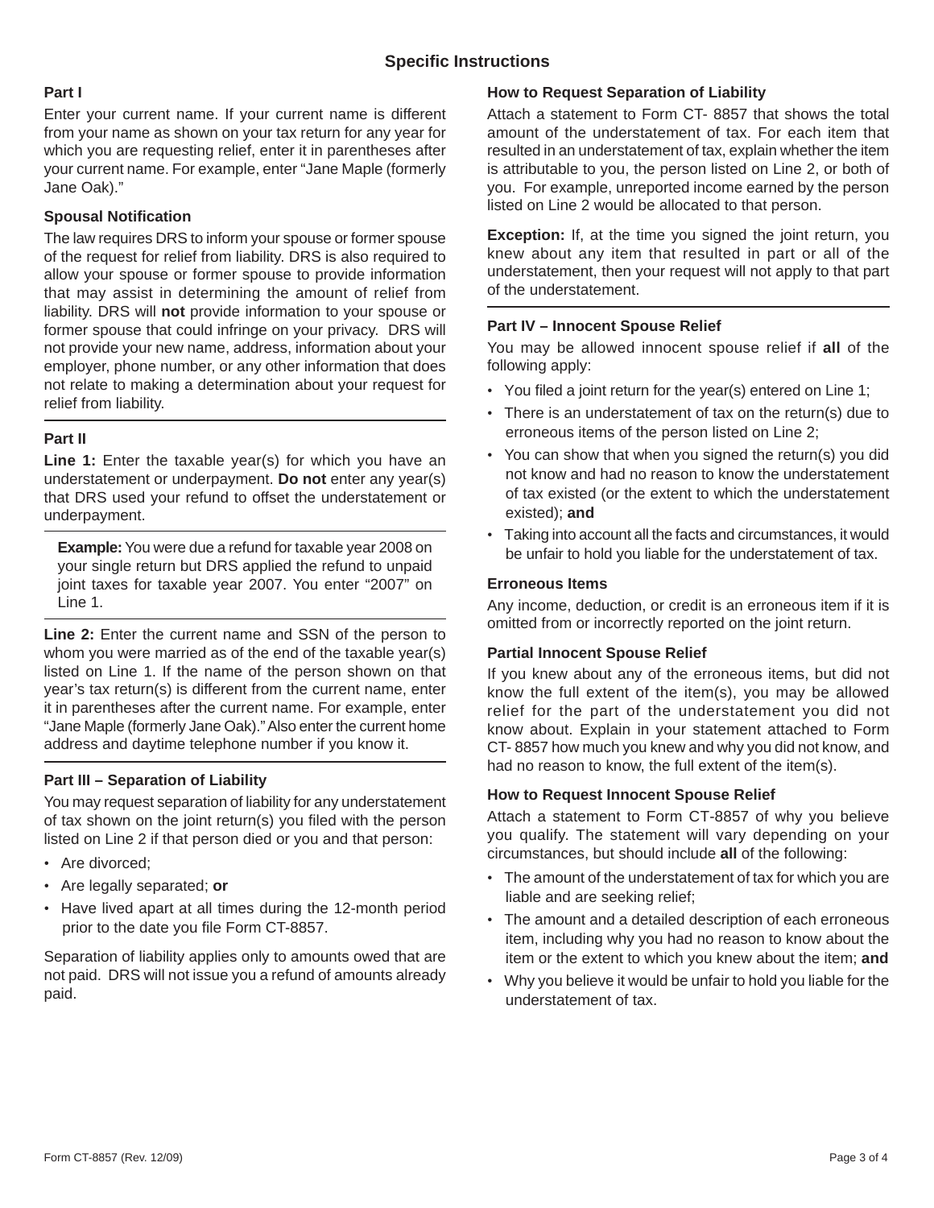## Specific Instructions

### Part I

Enter your current name. If your current name is different from your name as shown on your tax return for any year for which you are requesting relief, enter it in parentheses after your current name. For example, enter "Jane Maple (formerly Jane Oak)."

#### Spousal Notification

The law requires DRS to inform your spouse or former spouse of the request for relief from liability. DRS is also required to allow your spouse or former spouse to provide information that may assist in determining the amount of relief from liability. DRS will **not** provide information to your spouse or former spouse that could infringe on your privacy. DRS will not provide your new name, address, information about your employer, phone number, or any other information that does not relate to making a determination about your request for relief from liability.

### Part II

**Line 1:** Enter the taxable year(s) for which you have an understatement or underpayment. **Do not** enter any year(s) that DRS used your refund to offset the understatement or underpayment.

**Example:** You were due a refund for taxable year 2008 on your single return but DRS applied the refund to unpaid joint taxes for taxable year 2007. You enter "2007" on Line 1.

**Line 2:** Enter the current name and SSN of the person to whom you were married as of the end of the taxable year(s) listed on Line 1. If the name of the person shown on that year's tax return(s) is different from the current name, enter it in parentheses after the current name. For example, enter "Jane Maple (formerly Jane Oak)." Also enter the current home address and daytime telephone number if you know it.

### Part III – Separation of Liability

You may request separation of liability for any understatement of tax shown on the joint return(s) you filed with the person listed on Line 2 if that person died or you and that person:

- Are divorced;
- Are legally separated; **or**
- Have lived apart at all times during the 12-month period prior to the date you file Form CT-8857.

Separation of liability applies only to amounts owed that are not paid. DRS will not issue you a refund of amounts already paid.

#### How to Request Separation of Liability

Attach a statement to Form CT- 8857 that shows the total amount of the understatement of tax. For each item that resulted in an understatement of tax, explain whether the item is attributable to you, the person listed on Line 2, or both of you. For example, unreported income earned by the person listed on Line 2 would be allocated to that person.

**Exception:** If, at the time you signed the joint return, you knew about any item that resulted in part or all of the understatement, then your request will not apply to that part of the understatement.

### Part IV – Innocent Spouse Relief

You may be allowed innocent spouse relief if **all** of the following apply:

- You filed a joint return for the year(s) entered on Line 1;
- There is an understatement of tax on the return(s) due to erroneous items of the person listed on Line 2;
- You can show that when you signed the return(s) you did not know and had no reason to know the understatement of tax existed (or the extent to which the understatement existed); **and**
- Taking into account all the facts and circumstances, it would be unfair to hold you liable for the understatement of tax.

#### Erroneous Items

Any income, deduction, or credit is an erroneous item if it is omitted from or incorrectly reported on the joint return.

#### Partial Innocent Spouse Relief

If you knew about any of the erroneous items, but did not know the full extent of the item(s), you may be allowed relief for the part of the understatement you did not know about. Explain in your statement attached to Form CT- 8857 how much you knew and why you did not know, and had no reason to know, the full extent of the item(s).

#### How to Request Innocent Spouse Relief

Attach a statement to Form CT-8857 of why you believe you qualify. The statement will vary depending on your circumstances, but should include **all** of the following:

- The amount of the understatement of tax for which you are liable and are seeking relief;
- The amount and a detailed description of each erroneous item, including why you had no reason to know about the item or the extent to which you knew about the item; **and**
- Why you believe it would be unfair to hold you liable for the understatement of tax.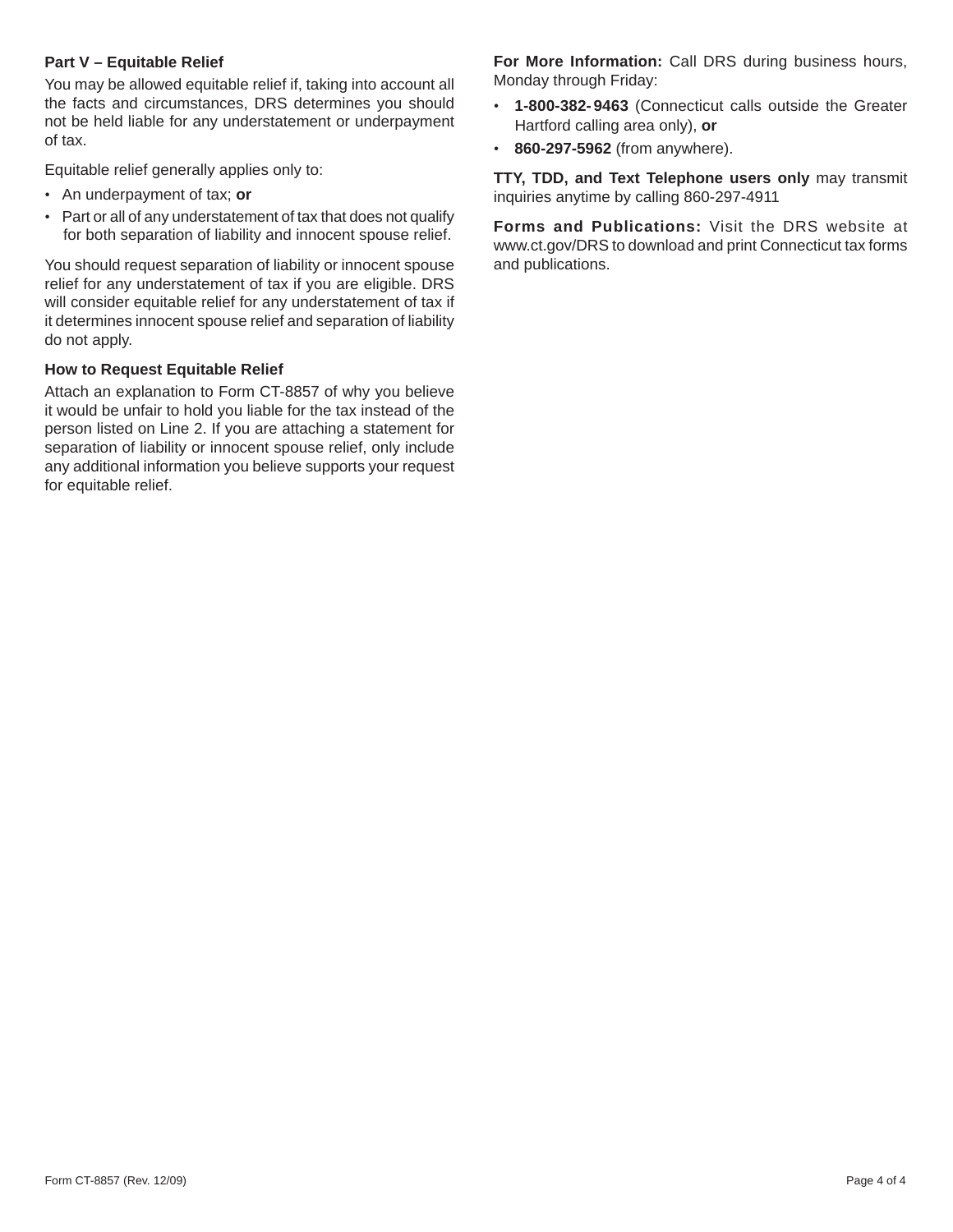### Part V – Equitable Relief

You may be allowed equitable relief if, taking into account all the facts and circumstances, DRS determines you should not be held liable for any understatement or underpayment of tax.

Equitable relief generally applies only to:

- An underpayment of tax; **or**
- Part or all of any understatement of tax that does not qualify for both separation of liability and innocent spouse relief.

You should request separation of liability or innocent spouse relief for any understatement of tax if you are eligible. DRS will consider equitable relief for any understatement of tax if it determines innocent spouse relief and separation of liability do not apply.

### How to Request Equitable Relief

Attach an explanation to Form CT-8857 of why you believe it would be unfair to hold you liable for the tax instead of the person listed on Line 2. If you are attaching a statement for separation of liability or innocent spouse relief, only include any additional information you believe supports your request for equitable relief.

**For More Information:** Call DRS during business hours, Monday through Friday:

- **1-800-382-9463** (Connecticut calls outside the Greater Hartford calling area only), **or**
- **860-297-5962** (from anywhere).

**TTY, TDD, and Text Telephone users only** may transmit inquiries anytime by calling 860-297-4911

**Forms and Publications:** Visit the DRS website at www.ct.gov/DRS to download and print Connecticut tax forms and publications.

Form CT-8857 (Rev. 12/09)